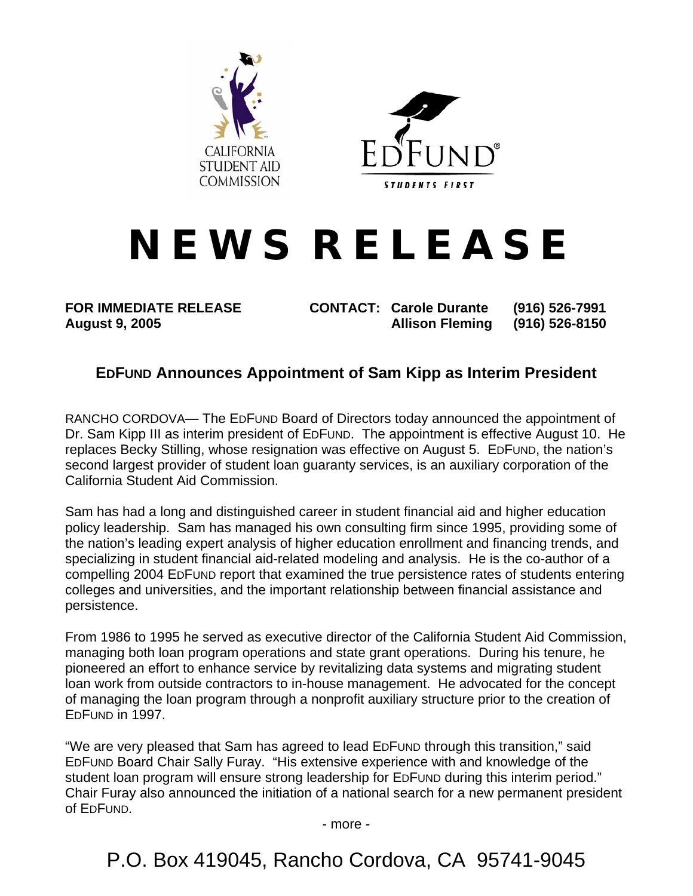CALIFORNIA STUDENT AID COMMISSION

EDFUND® STUDENTS FIRST

# NEWS RELEASE

**FOR IMMEDIATE RELEASE**
**August 9, 2005**

**CONTACT: Carole Durante (916) 526-7991**
**Allison Fleming (916) 526-8150**

## EDFUND Announces Appointment of Sam Kipp as Interim President

RANCHO CORDOVA— The EDFUND Board of Directors today announced the appointment of Dr. Sam Kipp III as interim president of EDFUND. The appointment is effective August 10. He replaces Becky Stilling, whose resignation was effective on August 5. EDFUND, the nation's second largest provider of student loan guaranty services, is an auxiliary corporation of the California Student Aid Commission.

Sam has had a long and distinguished career in student financial aid and higher education policy leadership. Sam has managed his own consulting firm since 1995, providing some of the nation's leading expert analysis of higher education enrollment and financing trends, and specializing in student financial aid-related modeling and analysis. He is the co-author of a compelling 2004 EDFUND report that examined the true persistence rates of students entering colleges and universities, and the important relationship between financial assistance and persistence.

From 1986 to 1995 he served as executive director of the California Student Aid Commission, managing both loan program operations and state grant operations. During his tenure, he pioneered an effort to enhance service by revitalizing data systems and migrating student loan work from outside contractors to in-house management. He advocated for the concept of managing the loan program through a nonprofit auxiliary structure prior to the creation of EDFUND in 1997.

"We are very pleased that Sam has agreed to lead EDFUND through this transition," said EDFUND Board Chair Sally Furay. "His extensive experience with and knowledge of the student loan program will ensure strong leadership for EDFUND during this interim period." Chair Furay also announced the initiation of a national search for a new permanent president of EDFUND.

- more -

P.O. Box 419045, Rancho Cordova, CA 95741-9045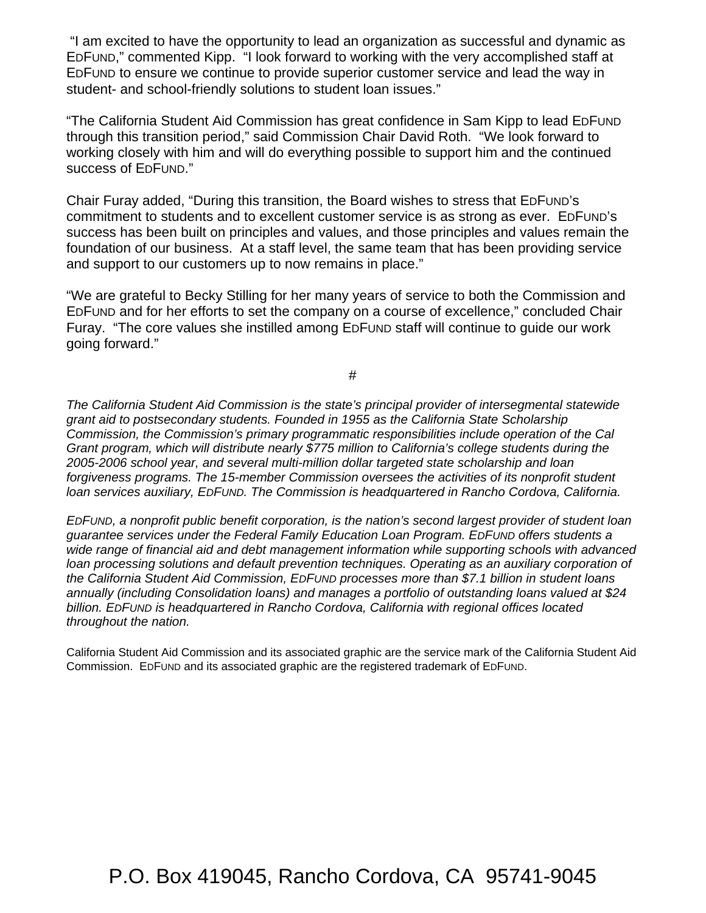"I am excited to have the opportunity to lead an organization as successful and dynamic as EDFUND," commented Kipp. "I look forward to working with the very accomplished staff at EDFUND to ensure we continue to provide superior customer service and lead the way in student- and school-friendly solutions to student loan issues."

"The California Student Aid Commission has great confidence in Sam Kipp to lead EDFUND through this transition period," said Commission Chair David Roth. "We look forward to working closely with him and will do everything possible to support him and the continued success of EDFUND."

Chair Furay added, "During this transition, the Board wishes to stress that EDFUND's commitment to students and to excellent customer service is as strong as ever. EDFUND's success has been built on principles and values, and those principles and values remain the foundation of our business. At a staff level, the same team that has been providing service and support to our customers up to now remains in place."

"We are grateful to Becky Stilling for her many years of service to both the Commission and EDFUND and for her efforts to set the company on a course of excellence," concluded Chair Furay. "The core values she instilled among EDFUND staff will continue to guide our work going forward."

#

*The California Student Aid Commission is the state's principal provider of intersegmental statewide grant aid to postsecondary students. Founded in 1955 as the California State Scholarship Commission, the Commission's primary programmatic responsibilities include operation of the Cal Grant program, which will distribute nearly $775 million to California's college students during the 2005-2006 school year, and several multi-million dollar targeted state scholarship and loan forgiveness programs. The 15-member Commission oversees the activities of its nonprofit student loan services auxiliary, EDFUND. The Commission is headquartered in Rancho Cordova, California.*

*EDFUND, a nonprofit public benefit corporation, is the nation's second largest provider of student loan guarantee services under the Federal Family Education Loan Program. EDFUND offers students a wide range of financial aid and debt management information while supporting schools with advanced loan processing solutions and default prevention techniques. Operating as an auxiliary corporation of the California Student Aid Commission, EDFUND processes more than $7.1 billion in student loans annually (including Consolidation loans) and manages a portfolio of outstanding loans valued at $24 billion. EDFUND is headquartered in Rancho Cordova, California with regional offices located throughout the nation.*

California Student Aid Commission and its associated graphic are the service mark of the California Student Aid Commission. EDFUND and its associated graphic are the registered trademark of EDFUND.

P.O. Box 419045, Rancho Cordova, CA 95741-9045